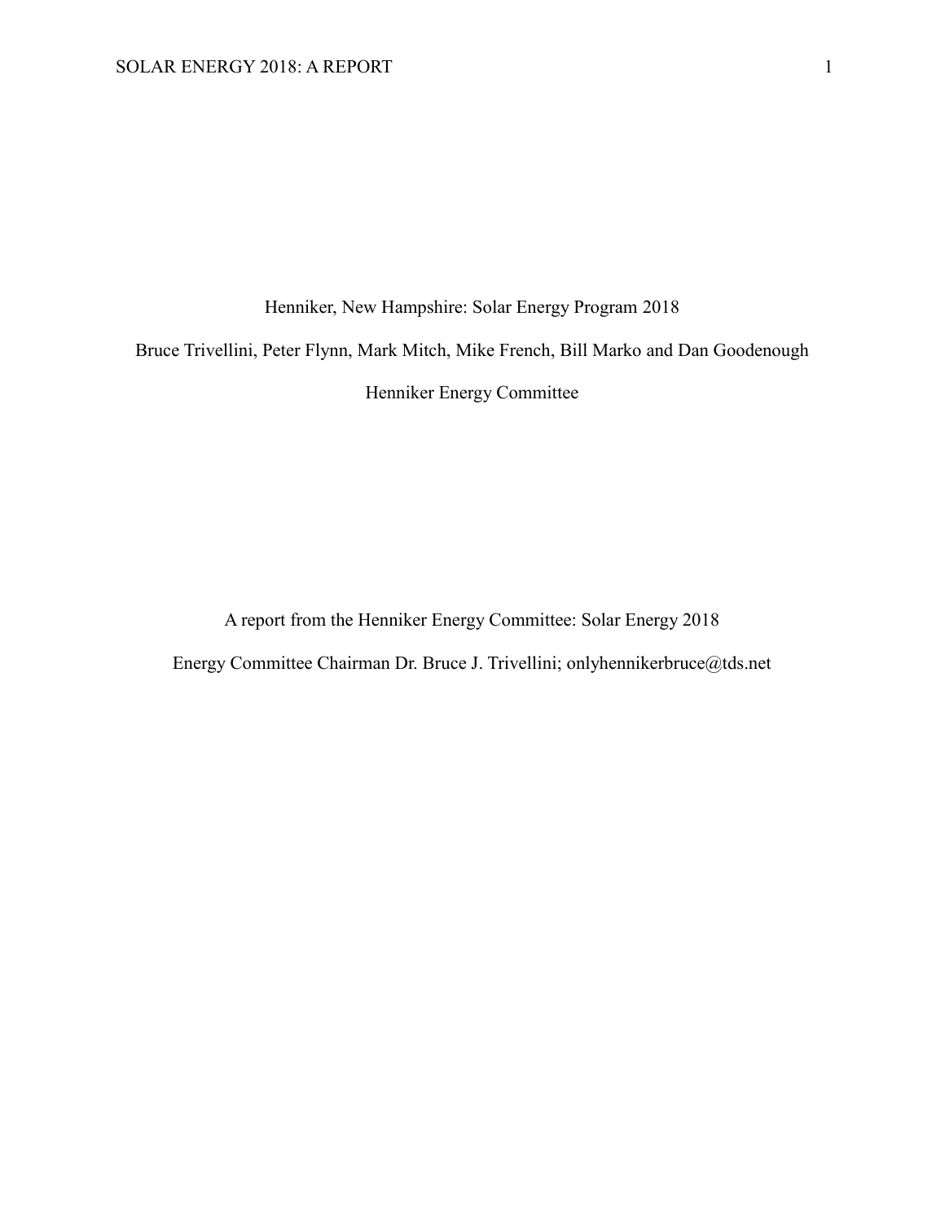# Henniker, New Hampshire: Solar Energy Program 2018

Bruce Trivellini, Peter Flynn, Mark Mitch, Mike French, Bill Marko and Dan Goodenough

Henniker Energy Committee

A report from the Henniker Energy Committee: Solar Energy 2018

Energy Committee Chairman Dr. Bruce J. Trivellini; onlyhennikerbruce@tds.net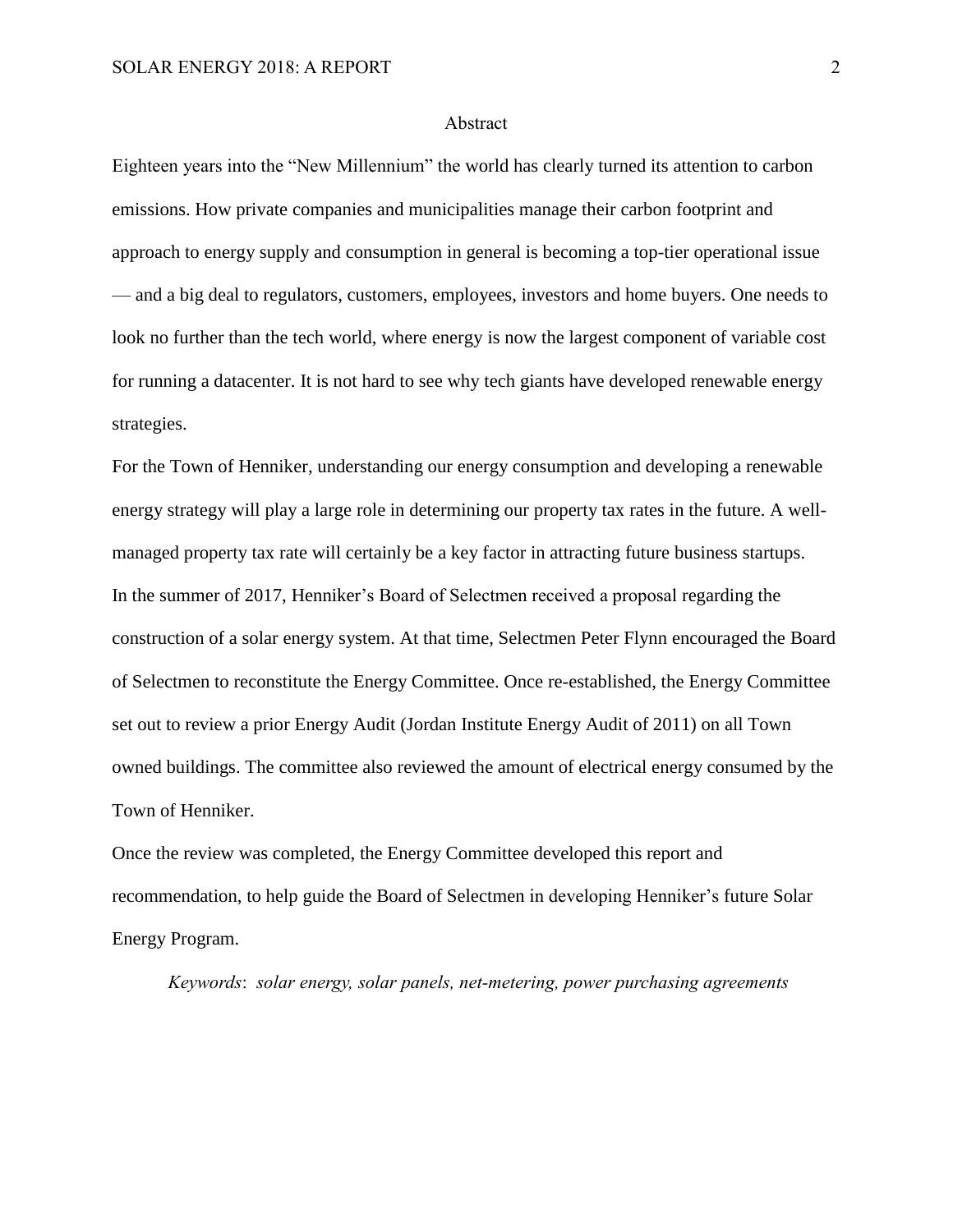## Abstract

Eighteen years into the "New Millennium" the world has clearly turned its attention to carbon emissions. How private companies and municipalities manage their carbon footprint and approach to energy supply and consumption in general is becoming a top-tier operational issue — and a big deal to regulators, customers, employees, investors and home buyers. One needs to look no further than the tech world, where energy is now the largest component of variable cost for running a datacenter. It is not hard to see why tech giants have developed renewable energy strategies.

For the Town of Henniker, understanding our energy consumption and developing a renewable energy strategy will play a large role in determining our property tax rates in the future. A well-managed property tax rate will certainly be a key factor in attracting future business startups.

In the summer of 2017, Henniker's Board of Selectmen received a proposal regarding the construction of a solar energy system. At that time, Selectmen Peter Flynn encouraged the Board of Selectmen to reconstitute the Energy Committee. Once re-established, the Energy Committee set out to review a prior Energy Audit (Jordan Institute Energy Audit of 2011) on all Town owned buildings. The committee also reviewed the amount of electrical energy consumed by the Town of Henniker.

Once the review was completed, the Energy Committee developed this report and recommendation, to help guide the Board of Selectmen in developing Henniker's future Solar Energy Program.

*Keywords*: *solar energy, solar panels, net-metering, power purchasing agreements*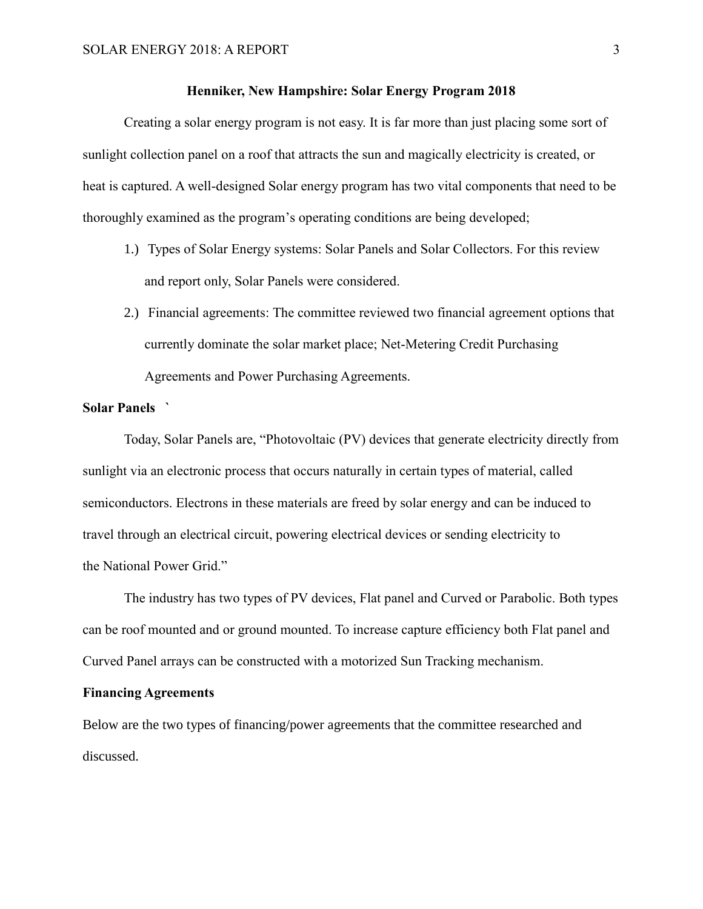## Henniker, New Hampshire: Solar Energy Program 2018

Creating a solar energy program is not easy. It is far more than just placing some sort of sunlight collection panel on a roof that attracts the sun and magically electricity is created, or heat is captured. A well-designed Solar energy program has two vital components that need to be thoroughly examined as the program's operating conditions are being developed;

1.) Types of Solar Energy systems: Solar Panels and Solar Collectors. For this review and report only, Solar Panels were considered.
2.) Financial agreements: The committee reviewed two financial agreement options that currently dominate the solar market place; Net-Metering Credit Purchasing Agreements and Power Purchasing Agreements.

### Solar Panels `

Today, Solar Panels are, "Photovoltaic (PV) devices that generate electricity directly from sunlight via an electronic process that occurs naturally in certain types of material, called semiconductors. Electrons in these materials are freed by solar energy and can be induced to travel through an electrical circuit, powering electrical devices or sending electricity to the National Power Grid."

The industry has two types of PV devices, Flat panel and Curved or Parabolic. Both types can be roof mounted and or ground mounted. To increase capture efficiency both Flat panel and Curved Panel arrays can be constructed with a motorized Sun Tracking mechanism.

### Financing Agreements

Below are the two types of financing/power agreements that the committee researched and discussed.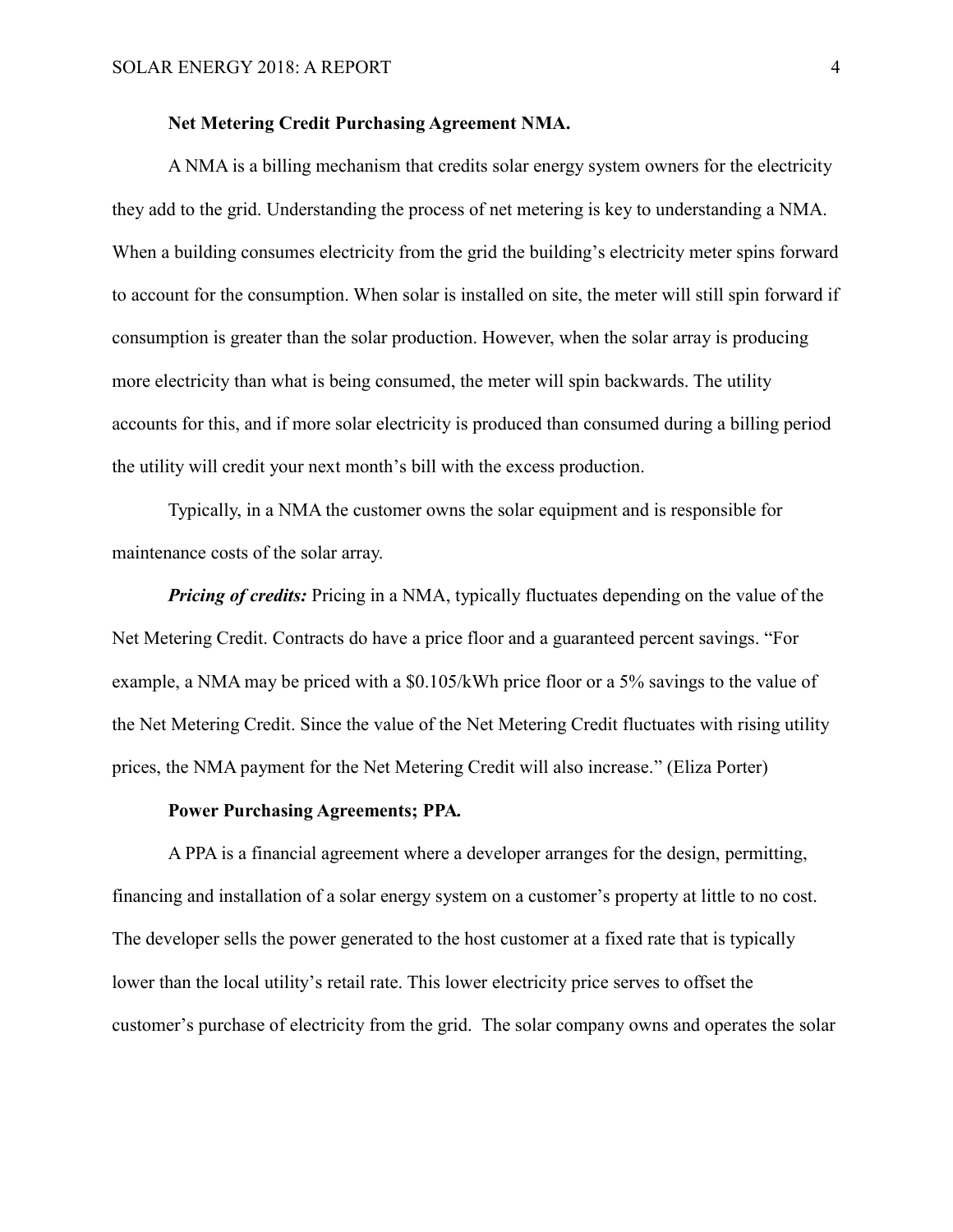### Net Metering Credit Purchasing Agreement NMA.

A NMA is a billing mechanism that credits solar energy system owners for the electricity they add to the grid. Understanding the process of net metering is key to understanding a NMA. When a building consumes electricity from the grid the building's electricity meter spins forward to account for the consumption. When solar is installed on site, the meter will still spin forward if consumption is greater than the solar production. However, when the solar array is producing more electricity than what is being consumed, the meter will spin backwards. The utility accounts for this, and if more solar electricity is produced than consumed during a billing period the utility will credit your next month's bill with the excess production.

Typically, in a NMA the customer owns the solar equipment and is responsible for maintenance costs of the solar array.

***Pricing of credits:*** Pricing in a NMA, typically fluctuates depending on the value of the Net Metering Credit. Contracts do have a price floor and a guaranteed percent savings. "For example, a NMA may be priced with a $0.105/kWh price floor or a 5% savings to the value of the Net Metering Credit. Since the value of the Net Metering Credit fluctuates with rising utility prices, the NMA payment for the Net Metering Credit will also increase." (Eliza Porter)

### Power Purchasing Agreements; PPA.

A PPA is a financial agreement where a developer arranges for the design, permitting, financing and installation of a solar energy system on a customer's property at little to no cost. The developer sells the power generated to the host customer at a fixed rate that is typically lower than the local utility's retail rate. This lower electricity price serves to offset the customer's purchase of electricity from the grid. The solar company owns and operates the solar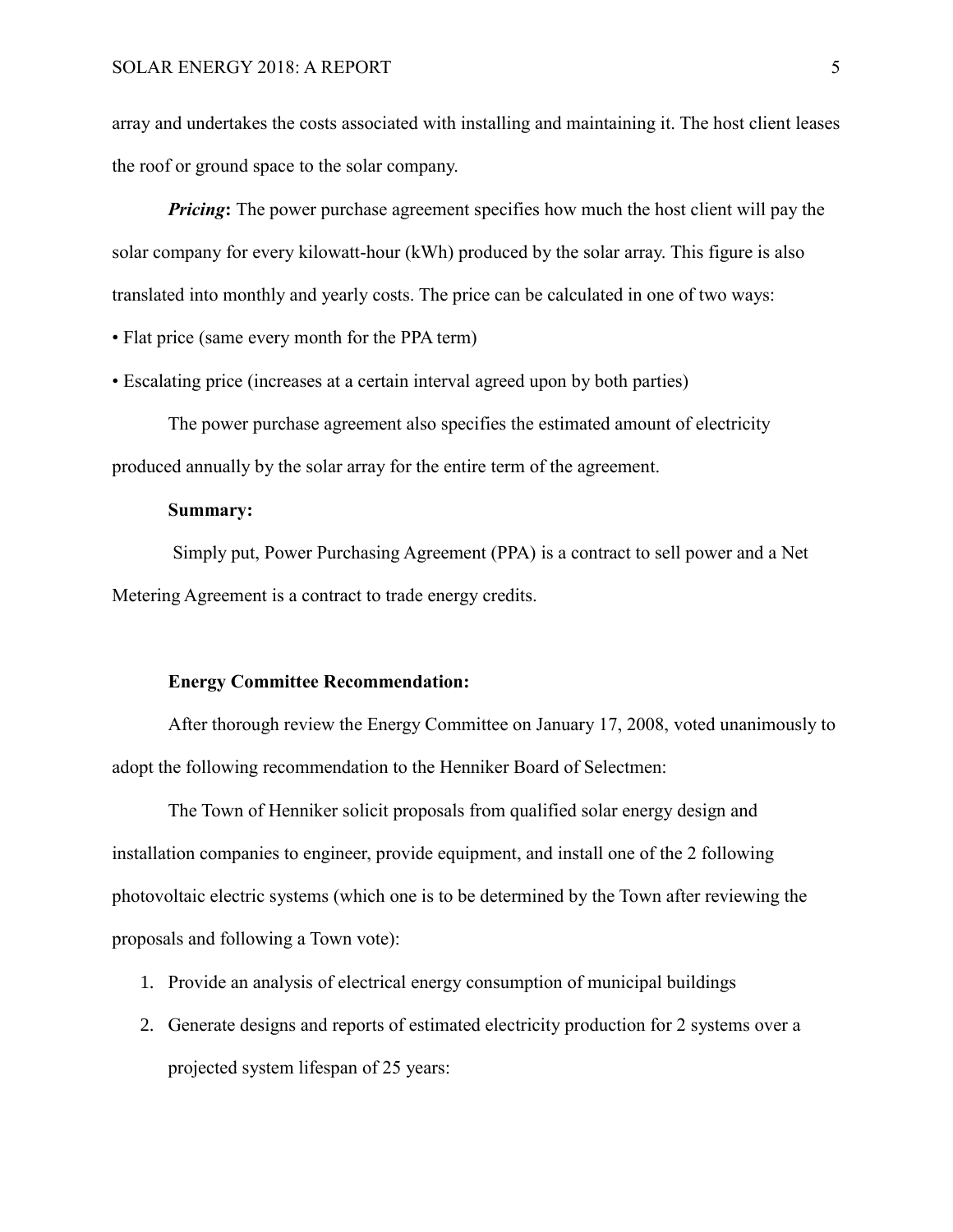array and undertakes the costs associated with installing and maintaining it. The host client leases the roof or ground space to the solar company.

***Pricing*****:** The power purchase agreement specifies how much the host client will pay the solar company for every kilowatt-hour (kWh) produced by the solar array. This figure is also translated into monthly and yearly costs. The price can be calculated in one of two ways:

• Flat price (same every month for the PPA term)

• Escalating price (increases at a certain interval agreed upon by both parties)

The power purchase agreement also specifies the estimated amount of electricity produced annually by the solar array for the entire term of the agreement.

**Summary:**

Simply put, Power Purchasing Agreement (PPA) is a contract to sell power and a Net Metering Agreement is a contract to trade energy credits.

**Energy Committee Recommendation:**

After thorough review the Energy Committee on January 17, 2008, voted unanimously to adopt the following recommendation to the Henniker Board of Selectmen:

The Town of Henniker solicit proposals from qualified solar energy design and installation companies to engineer, provide equipment, and install one of the 2 following photovoltaic electric systems (which one is to be determined by the Town after reviewing the proposals and following a Town vote):

1. Provide an analysis of electrical energy consumption of municipal buildings
2. Generate designs and reports of estimated electricity production for 2 systems over a projected system lifespan of 25 years: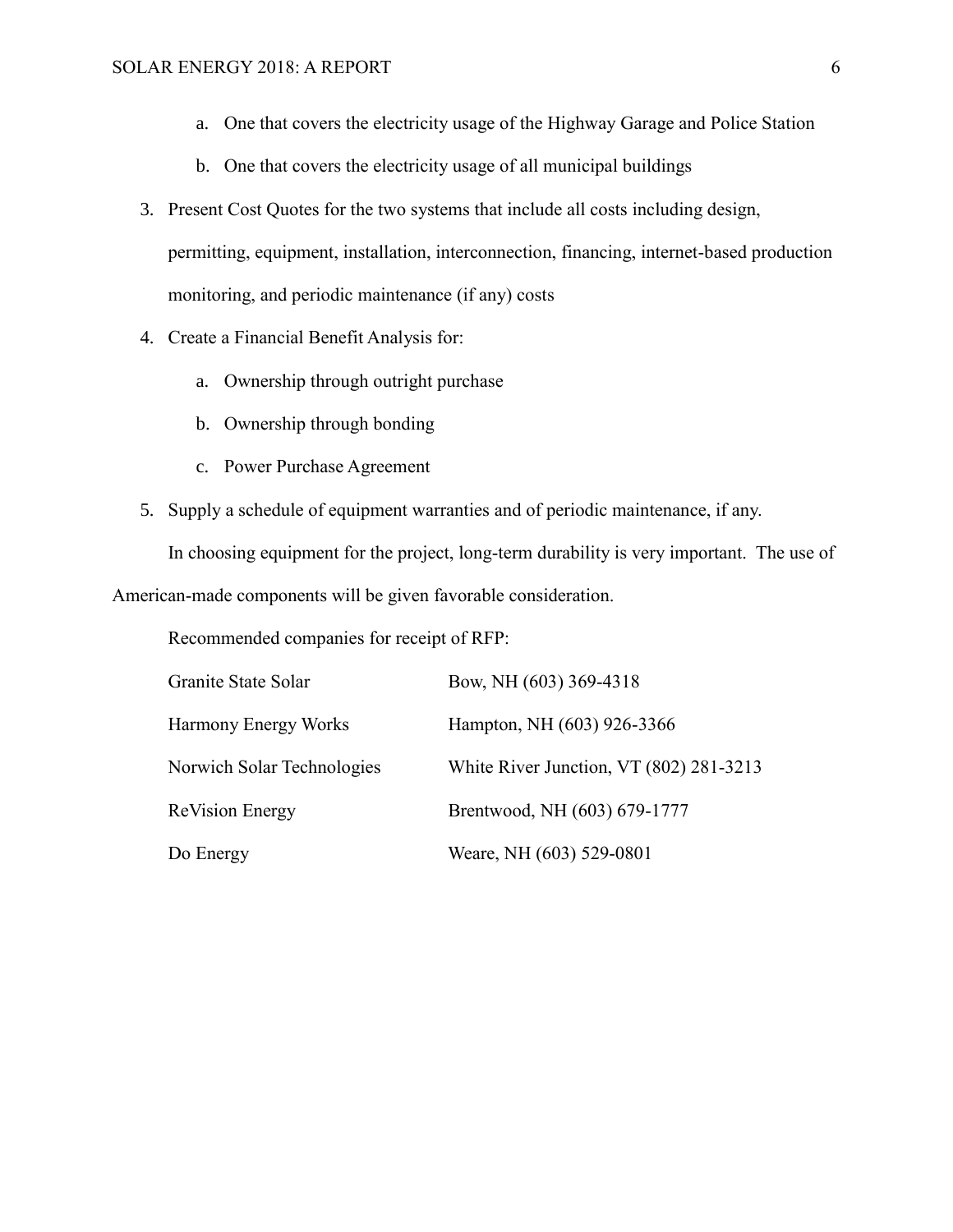a. One that covers the electricity usage of the Highway Garage and Police Station
   b. One that covers the electricity usage of all municipal buildings
3. Present Cost Quotes for the two systems that include all costs including design, permitting, equipment, installation, interconnection, financing, internet-based production monitoring, and periodic maintenance (if any) costs
4. Create a Financial Benefit Analysis for:
   a. Ownership through outright purchase
   b. Ownership through bonding
   c. Power Purchase Agreement
5. Supply a schedule of equipment warranties and of periodic maintenance, if any.

In choosing equipment for the project, long-term durability is very important. The use of American-made components will be given favorable consideration.

Recommended companies for receipt of RFP:

| | |
|---|---|
| Granite State Solar | Bow, NH (603) 369-4318 |
| Harmony Energy Works | Hampton, NH (603) 926-3366 |
| Norwich Solar Technologies | White River Junction, VT (802) 281-3213 |
| ReVision Energy | Brentwood, NH (603) 679-1777 |
| Do Energy | Weare, NH (603) 529-0801 |